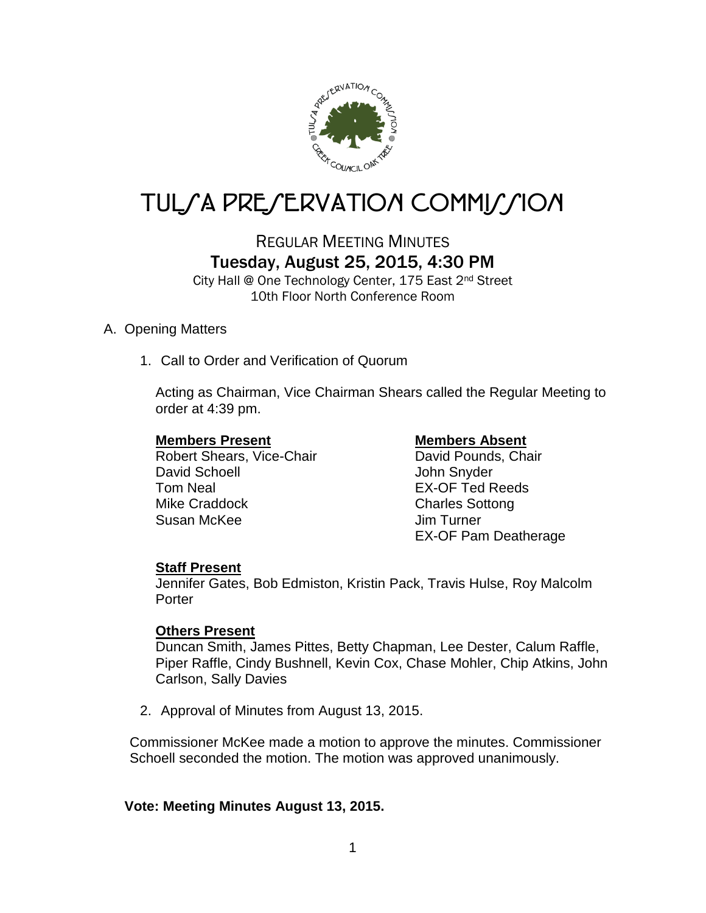# TULSA PRESERVATION COMMISSION

## REGULAR MEETING MINUTES

### Tuesday, August 25, 2015, 4:30 PM

City Hall @ One Technology Center, 175 East 2nd Street
10th Floor North Conference Room

A. Opening Matters

1. Call to Order and Verification of Quorum

   Acting as Chairman, Vice Chairman Shears called the Regular Meeting to order at 4:39 pm.

   **Members Present**
   Robert Shears, Vice-Chair
   David Schoell
   Tom Neal
   Mike Craddock
   Susan McKee

   **Members Absent**
   David Pounds, Chair
   John Snyder
   EX-OF Ted Reeds
   Charles Sottong
   Jim Turner
   EX-OF Pam Deatherage

   **Staff Present**
   Jennifer Gates, Bob Edmiston, Kristin Pack, Travis Hulse, Roy Malcolm Porter

   **Others Present**
   Duncan Smith, James Pittes, Betty Chapman, Lee Dester, Calum Raffle, Piper Raffle, Cindy Bushnell, Kevin Cox, Chase Mohler, Chip Atkins, John Carlson, Sally Davies

2. Approval of Minutes from August 13, 2015.

Commissioner McKee made a motion to approve the minutes. Commissioner Schoell seconded the motion. The motion was approved unanimously.

**Vote: Meeting Minutes August 13, 2015.**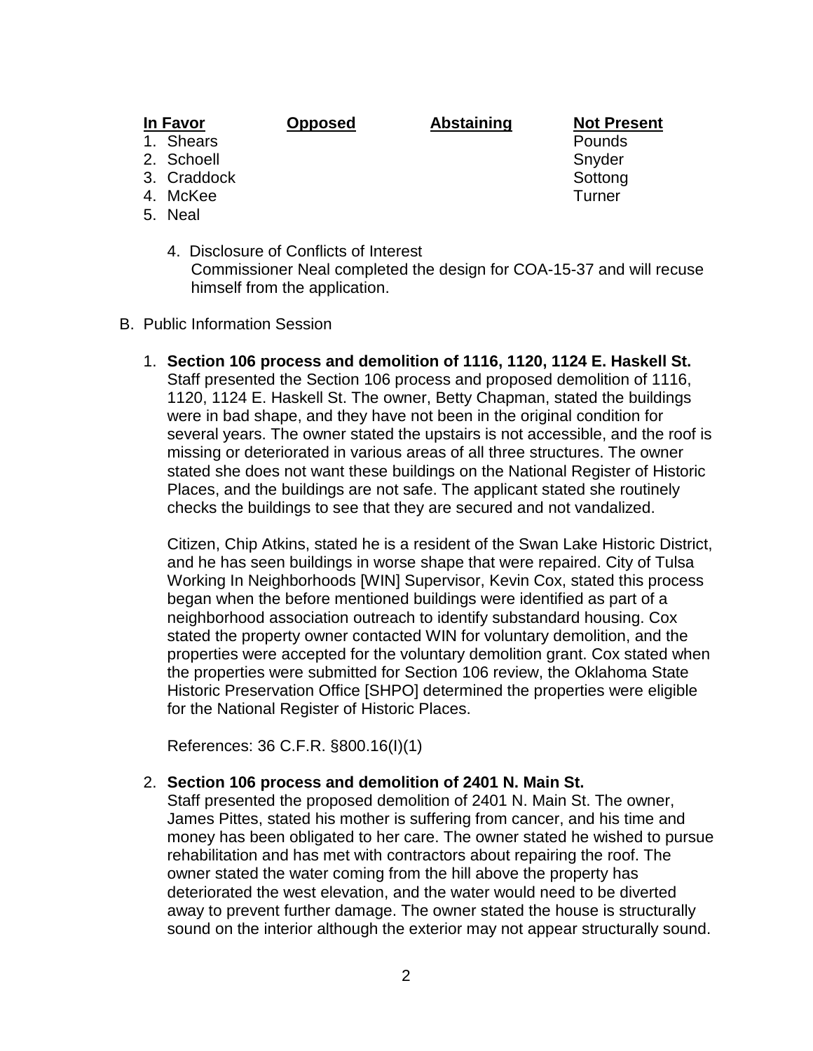| In Favor | Opposed | Abstaining | Not Present |
|---|---|---|---|
| 1. Shears | | | Pounds |
| 2. Schoell | | | Snyder |
| 3. Craddock | | | Sottong |
| 4. McKee | | | Turner |
| 5. Neal | | | |

4. Disclosure of Conflicts of Interest
   Commissioner Neal completed the design for COA-15-37 and will recuse himself from the application.

B. Public Information Session

1. **Section 106 process and demolition of 1116, 1120, 1124 E. Haskell St.**
   Staff presented the Section 106 process and proposed demolition of 1116, 1120, 1124 E. Haskell St. The owner, Betty Chapman, stated the buildings were in bad shape, and they have not been in the original condition for several years. The owner stated the upstairs is not accessible, and the roof is missing or deteriorated in various areas of all three structures. The owner stated she does not want these buildings on the National Register of Historic Places, and the buildings are not safe. The applicant stated she routinely checks the buildings to see that they are secured and not vandalized.

   Citizen, Chip Atkins, stated he is a resident of the Swan Lake Historic District, and he has seen buildings in worse shape that were repaired. City of Tulsa Working In Neighborhoods [WIN] Supervisor, Kevin Cox, stated this process began when the before mentioned buildings were identified as part of a neighborhood association outreach to identify substandard housing. Cox stated the property owner contacted WIN for voluntary demolition, and the properties were accepted for the voluntary demolition grant. Cox stated when the properties were submitted for Section 106 review, the Oklahoma State Historic Preservation Office [SHPO] determined the properties were eligible for the National Register of Historic Places.

   References: 36 C.F.R. §800.16(I)(1)

2. **Section 106 process and demolition of 2401 N. Main St.**
   Staff presented the proposed demolition of 2401 N. Main St. The owner, James Pittes, stated his mother is suffering from cancer, and his time and money has been obligated to her care. The owner stated he wished to pursue rehabilitation and has met with contractors about repairing the roof. The owner stated the water coming from the hill above the property has deteriorated the west elevation, and the water would need to be diverted away to prevent further damage. The owner stated the house is structurally sound on the interior although the exterior may not appear structurally sound.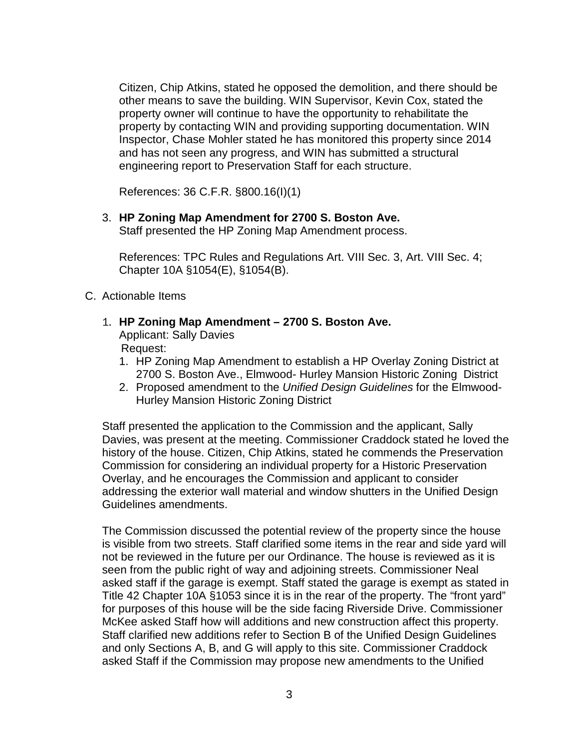Citizen, Chip Atkins, stated he opposed the demolition, and there should be other means to save the building. WIN Supervisor, Kevin Cox, stated the property owner will continue to have the opportunity to rehabilitate the property by contacting WIN and providing supporting documentation. WIN Inspector, Chase Mohler stated he has monitored this property since 2014 and has not seen any progress, and WIN has submitted a structural engineering report to Preservation Staff for each structure.

References: 36 C.F.R. §800.16(I)(1)

3. **HP Zoning Map Amendment for 2700 S. Boston Ave.**
   Staff presented the HP Zoning Map Amendment process.

   References: TPC Rules and Regulations Art. VIII Sec. 3, Art. VIII Sec. 4; Chapter 10A §1054(E), §1054(B).

C. Actionable Items

1. **HP Zoning Map Amendment – 2700 S. Boston Ave.**
   Applicant: Sally Davies
   Request:
   1. HP Zoning Map Amendment to establish a HP Overlay Zoning District at 2700 S. Boston Ave., Elmwood- Hurley Mansion Historic Zoning District
   2. Proposed amendment to the *Unified Design Guidelines* for the Elmwood-Hurley Mansion Historic Zoning District

Staff presented the application to the Commission and the applicant, Sally Davies, was present at the meeting. Commissioner Craddock stated he loved the history of the house. Citizen, Chip Atkins, stated he commends the Preservation Commission for considering an individual property for a Historic Preservation Overlay, and he encourages the Commission and applicant to consider addressing the exterior wall material and window shutters in the Unified Design Guidelines amendments.

The Commission discussed the potential review of the property since the house is visible from two streets. Staff clarified some items in the rear and side yard will not be reviewed in the future per our Ordinance. The house is reviewed as it is seen from the public right of way and adjoining streets. Commissioner Neal asked staff if the garage is exempt. Staff stated the garage is exempt as stated in Title 42 Chapter 10A §1053 since it is in the rear of the property. The "front yard" for purposes of this house will be the side facing Riverside Drive. Commissioner McKee asked Staff how will additions and new construction affect this property. Staff clarified new additions refer to Section B of the Unified Design Guidelines and only Sections A, B, and G will apply to this site. Commissioner Craddock asked Staff if the Commission may propose new amendments to the Unified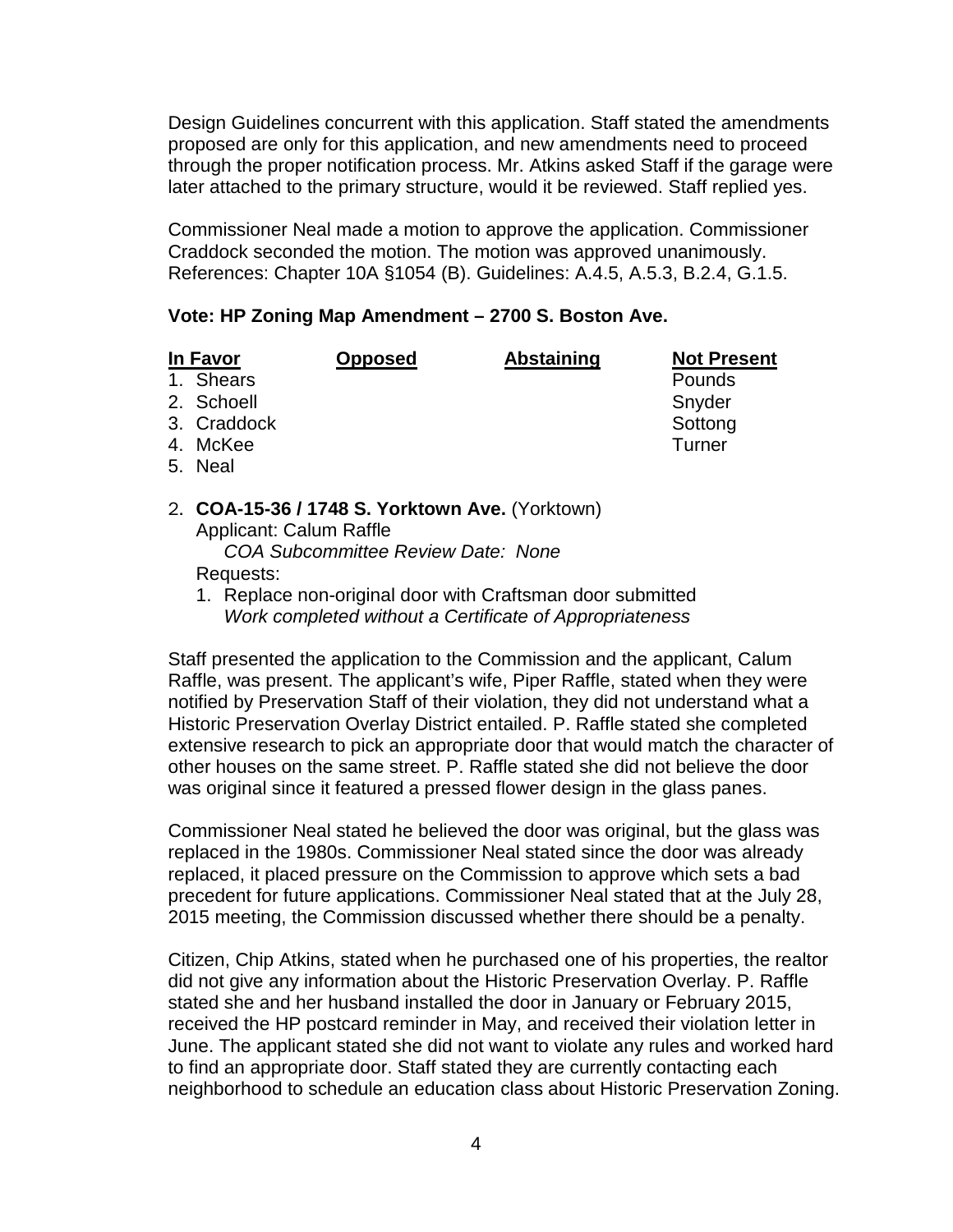Design Guidelines concurrent with this application. Staff stated the amendments proposed are only for this application, and new amendments need to proceed through the proper notification process. Mr. Atkins asked Staff if the garage were later attached to the primary structure, would it be reviewed. Staff replied yes.

Commissioner Neal made a motion to approve the application. Commissioner Craddock seconded the motion. The motion was approved unanimously. References: Chapter 10A §1054 (B). Guidelines: A.4.5, A.5.3, B.2.4, G.1.5.

**Vote: HP Zoning Map Amendment – 2700 S. Boston Ave.**

| In Favor | Opposed | Abstaining | Not Present |
|---|---|---|---|
| 1. Shears | | | Pounds |
| 2. Schoell | | | Snyder |
| 3. Craddock | | | Sottong |
| 4. McKee | | | Turner |
| 5. Neal | | | |

2. **COA-15-36 / 1748 S. Yorktown Ave.** (Yorktown)
   Applicant: Calum Raffle
   *COA Subcommittee Review Date: None*
   Requests:
   1. Replace non-original door with Craftsman door submitted
      *Work completed without a Certificate of Appropriateness*

Staff presented the application to the Commission and the applicant, Calum Raffle, was present. The applicant's wife, Piper Raffle, stated when they were notified by Preservation Staff of their violation, they did not understand what a Historic Preservation Overlay District entailed. P. Raffle stated she completed extensive research to pick an appropriate door that would match the character of other houses on the same street. P. Raffle stated she did not believe the door was original since it featured a pressed flower design in the glass panes.

Commissioner Neal stated he believed the door was original, but the glass was replaced in the 1980s. Commissioner Neal stated since the door was already replaced, it placed pressure on the Commission to approve which sets a bad precedent for future applications. Commissioner Neal stated that at the July 28, 2015 meeting, the Commission discussed whether there should be a penalty.

Citizen, Chip Atkins, stated when he purchased one of his properties, the realtor did not give any information about the Historic Preservation Overlay. P. Raffle stated she and her husband installed the door in January or February 2015, received the HP postcard reminder in May, and received their violation letter in June. The applicant stated she did not want to violate any rules and worked hard to find an appropriate door. Staff stated they are currently contacting each neighborhood to schedule an education class about Historic Preservation Zoning.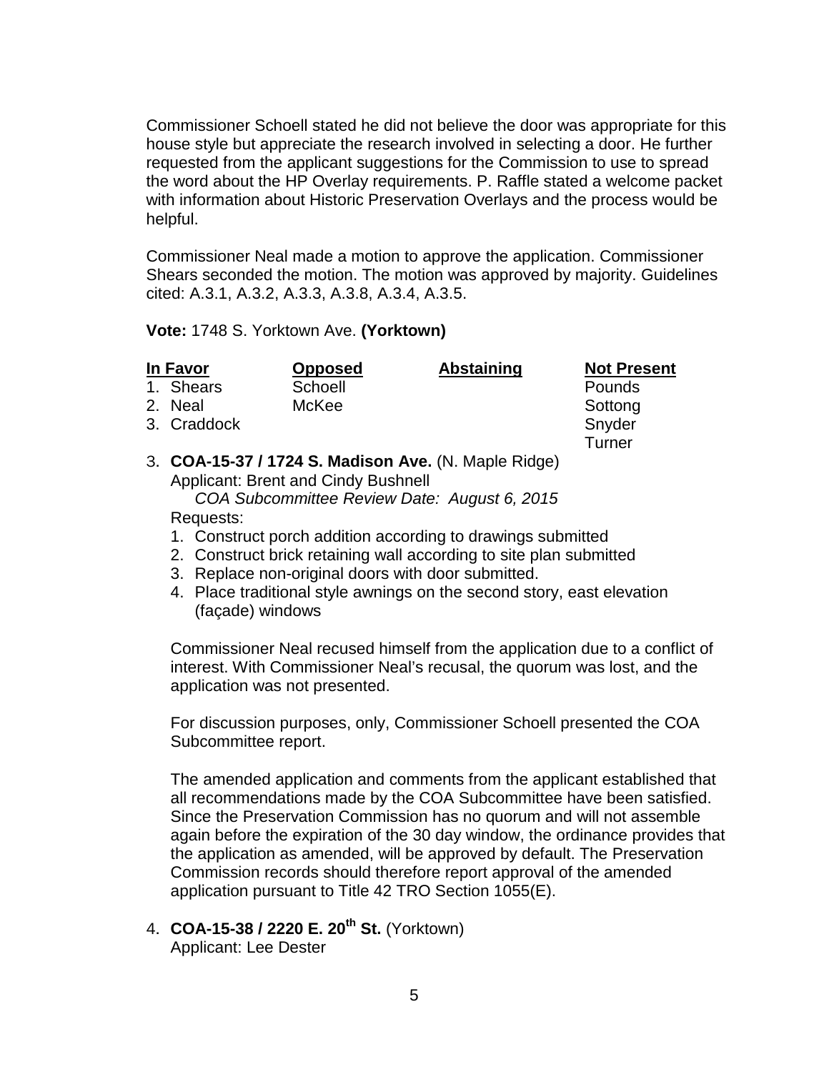Commissioner Schoell stated he did not believe the door was appropriate for this house style but appreciate the research involved in selecting a door. He further requested from the applicant suggestions for the Commission to use to spread the word about the HP Overlay requirements. P. Raffle stated a welcome packet with information about Historic Preservation Overlays and the process would be helpful.

Commissioner Neal made a motion to approve the application. Commissioner Shears seconded the motion. The motion was approved by majority. Guidelines cited: A.3.1, A.3.2, A.3.3, A.3.8, A.3.4, A.3.5.

**Vote:** 1748 S. Yorktown Ave. **(Yorktown)**

| In Favor | Opposed | Abstaining | Not Present |
|---|---|---|---|
| 1. Shears | Schoell | | Pounds |
| 2. Neal | McKee | | Sottong |
| 3. Craddock | | | Snyder |
| | | | Turner |

3. **COA-15-37 / 1724 S. Madison Ave.** (N. Maple Ridge)
   Applicant: Brent and Cindy Bushnell
   *COA Subcommittee Review Date: August 6, 2015*
   Requests:
   1. Construct porch addition according to drawings submitted
   2. Construct brick retaining wall according to site plan submitted
   3. Replace non-original doors with door submitted.
   4. Place traditional style awnings on the second story, east elevation (façade) windows

   Commissioner Neal recused himself from the application due to a conflict of interest. With Commissioner Neal's recusal, the quorum was lost, and the application was not presented.

   For discussion purposes, only, Commissioner Schoell presented the COA Subcommittee report.

   The amended application and comments from the applicant established that all recommendations made by the COA Subcommittee have been satisfied. Since the Preservation Commission has no quorum and will not assemble again before the expiration of the 30 day window, the ordinance provides that the application as amended, will be approved by default. The Preservation Commission records should therefore report approval of the amended application pursuant to Title 42 TRO Section 1055(E).

4. **COA-15-38 / 2220 E. 20th St.** (Yorktown)
   Applicant: Lee Dester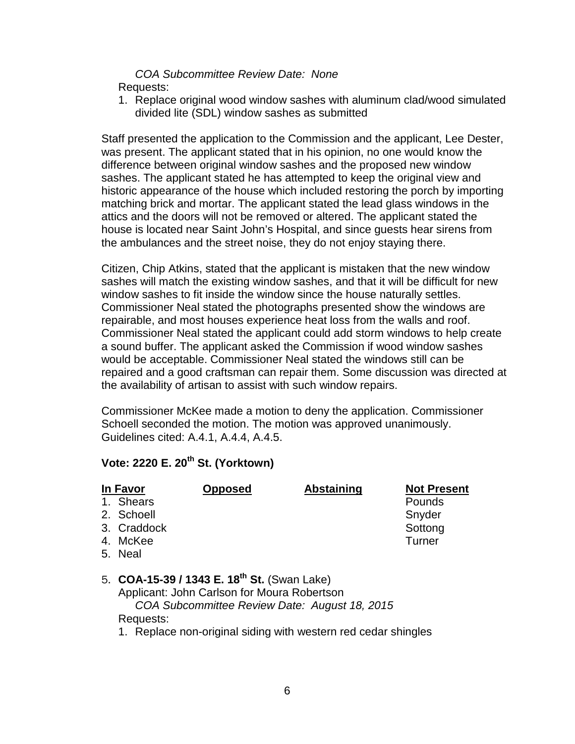*COA Subcommittee Review Date: None*

Requests:

1. Replace original wood window sashes with aluminum clad/wood simulated divided lite (SDL) window sashes as submitted

Staff presented the application to the Commission and the applicant, Lee Dester, was present. The applicant stated that in his opinion, no one would know the difference between original window sashes and the proposed new window sashes. The applicant stated he has attempted to keep the original view and historic appearance of the house which included restoring the porch by importing matching brick and mortar. The applicant stated the lead glass windows in the attics and the doors will not be removed or altered. The applicant stated the house is located near Saint John's Hospital, and since guests hear sirens from the ambulances and the street noise, they do not enjoy staying there.

Citizen, Chip Atkins, stated that the applicant is mistaken that the new window sashes will match the existing window sashes, and that it will be difficult for new window sashes to fit inside the window since the house naturally settles. Commissioner Neal stated the photographs presented show the windows are repairable, and most houses experience heat loss from the walls and roof. Commissioner Neal stated the applicant could add storm windows to help create a sound buffer. The applicant asked the Commission if wood window sashes would be acceptable. Commissioner Neal stated the windows still can be repaired and a good craftsman can repair them. Some discussion was directed at the availability of artisan to assist with such window repairs.

Commissioner McKee made a motion to deny the application. Commissioner Schoell seconded the motion. The motion was approved unanimously. Guidelines cited: A.4.1, A.4.4, A.4.5.

**Vote: 2220 E. 20th St. (Yorktown)**

| In Favor | Opposed | Abstaining | Not Present |
|---|---|---|---|
| 1. Shears | | | Pounds |
| 2. Schoell | | | Snyder |
| 3. Craddock | | | Sottong |
| 4. McKee | | | Turner |
| 5. Neal | | | |

5. **COA-15-39 / 1343 E. 18th St.** (Swan Lake)
   Applicant: John Carlson for Moura Robertson
   *COA Subcommittee Review Date: August 18, 2015*
   Requests:
   1. Replace non-original siding with western red cedar shingles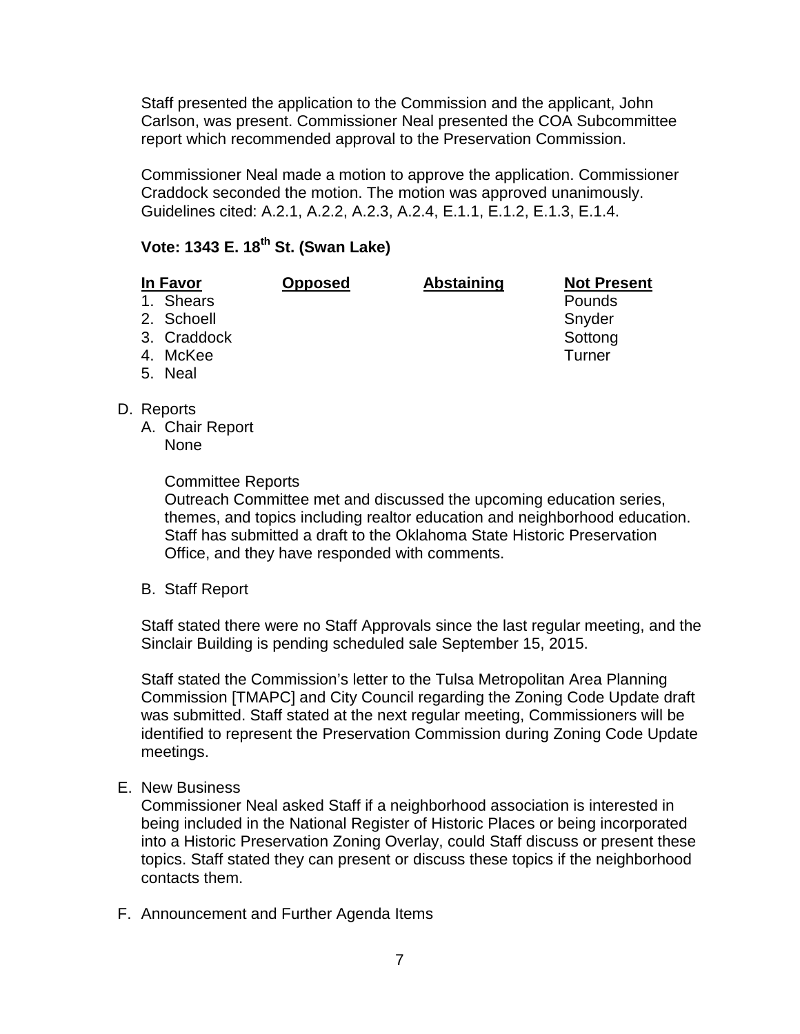Staff presented the application to the Commission and the applicant, John Carlson, was present. Commissioner Neal presented the COA Subcommittee report which recommended approval to the Preservation Commission.

Commissioner Neal made a motion to approve the application. Commissioner Craddock seconded the motion. The motion was approved unanimously. Guidelines cited: A.2.1, A.2.2, A.2.3, A.2.4, E.1.1, E.1.2, E.1.3, E.1.4.

**Vote: 1343 E. 18th St. (Swan Lake)**

| In Favor | Opposed | Abstaining | Not Present |
|---|---|---|---|
| 1. Shears | | | Pounds |
| 2. Schoell | | | Snyder |
| 3. Craddock | | | Sottong |
| 4. McKee | | | Turner |
| 5. Neal | | | |

D. Reports

A. Chair Report
None

Committee Reports
Outreach Committee met and discussed the upcoming education series, themes, and topics including realtor education and neighborhood education. Staff has submitted a draft to the Oklahoma State Historic Preservation Office, and they have responded with comments.

B. Staff Report

Staff stated there were no Staff Approvals since the last regular meeting, and the Sinclair Building is pending scheduled sale September 15, 2015.

Staff stated the Commission's letter to the Tulsa Metropolitan Area Planning Commission [TMAPC] and City Council regarding the Zoning Code Update draft was submitted. Staff stated at the next regular meeting, Commissioners will be identified to represent the Preservation Commission during Zoning Code Update meetings.

E. New Business
Commissioner Neal asked Staff if a neighborhood association is interested in being included in the National Register of Historic Places or being incorporated into a Historic Preservation Zoning Overlay, could Staff discuss or present these topics. Staff stated they can present or discuss these topics if the neighborhood contacts them.

F. Announcement and Further Agenda Items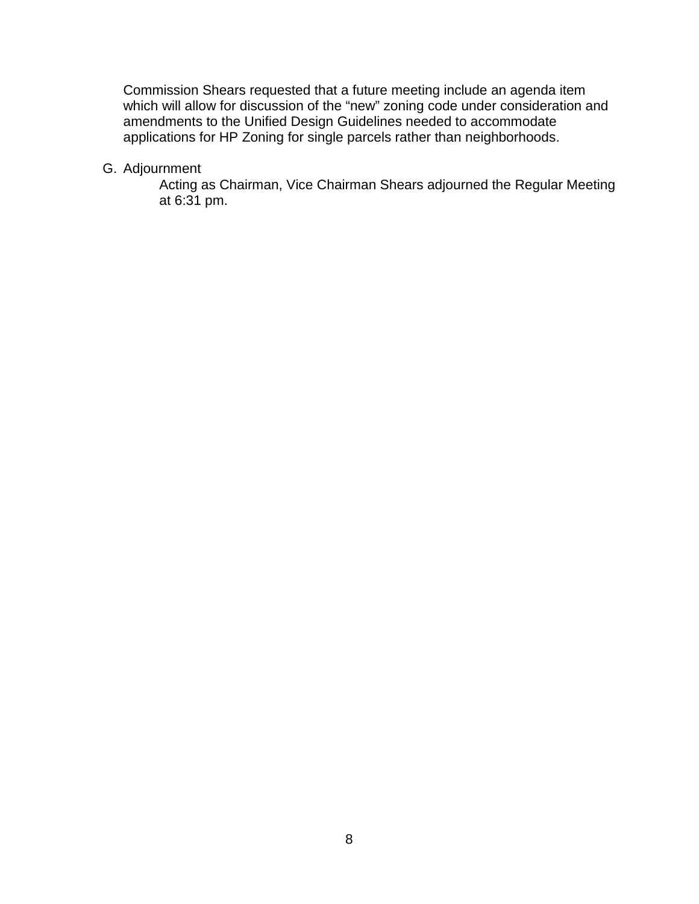Commission Shears requested that a future meeting include an agenda item which will allow for discussion of the "new" zoning code under consideration and amendments to the Unified Design Guidelines needed to accommodate applications for HP Zoning for single parcels rather than neighborhoods.

G. Adjournment

Acting as Chairman, Vice Chairman Shears adjourned the Regular Meeting at 6:31 pm.